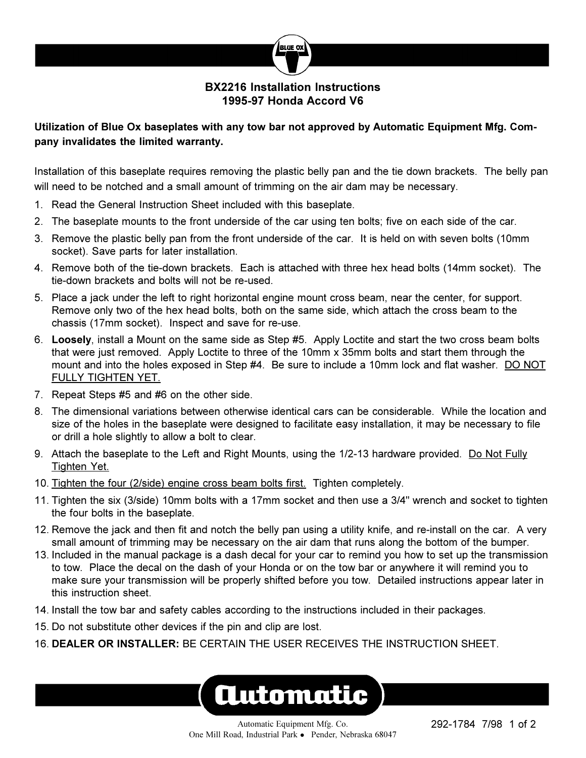# BX2216 Installation Instructions
## 1995-97 Honda Accord V6

**Utilization of Blue Ox baseplates with any tow bar not approved by Automatic Equipment Mfg. Company invalidates the limited warranty.**

Installation of this baseplate requires removing the plastic belly pan and the tie down brackets. The belly pan will need to be notched and a small amount of trimming on the air dam may be necessary.

1. Read the General Instruction Sheet included with this baseplate.
2. The baseplate mounts to the front underside of the car using ten bolts; five on each side of the car.
3. Remove the plastic belly pan from the front underside of the car. It is held on with seven bolts (10mm socket). Save parts for later installation.
4. Remove both of the tie-down brackets. Each is attached with three hex head bolts (14mm socket). The tie-down brackets and bolts will not be re-used.
5. Place a jack under the left to right horizontal engine mount cross beam, near the center, for support. Remove only two of the hex head bolts, both on the same side, which attach the cross beam to the chassis (17mm socket). Inspect and save for re-use.
6. **Loosely**, install a Mount on the same side as Step #5. Apply Loctite and start the two cross beam bolts that were just removed. Apply Loctite to three of the 10mm x 35mm bolts and start them through the mount and into the holes exposed in Step #4. Be sure to include a 10mm lock and flat washer. <u>DO NOT FULLY TIGHTEN YET.</u>
7. Repeat Steps #5 and #6 on the other side.
8. The dimensional variations between otherwise identical cars can be considerable. While the location and size of the holes in the baseplate were designed to facilitate easy installation, it may be necessary to file or drill a hole slightly to allow a bolt to clear.
9. Attach the baseplate to the Left and Right Mounts, using the 1/2-13 hardware provided. <u>Do Not Fully Tighten Yet.</u>
10. <u>Tighten the four (2/side) engine cross beam bolts first.</u> Tighten completely.
11. Tighten the six (3/side) 10mm bolts with a 17mm socket and then use a 3/4" wrench and socket to tighten the four bolts in the baseplate.
12. Remove the jack and then fit and notch the belly pan using a utility knife, and re-install on the car. A very small amount of trimming may be necessary on the air dam that runs along the bottom of the bumper.
13. Included in the manual package is a dash decal for your car to remind you how to set up the transmission to tow. Place the decal on the dash of your Honda or on the tow bar or anywhere it will remind you to make sure your transmission will be properly shifted before you tow. Detailed instructions appear later in this instruction sheet.
14. Install the tow bar and safety cables according to the instructions included in their packages.
15. Do not substitute other devices if the pin and clip are lost.
16. **DEALER OR INSTALLER:** BE CERTAIN THE USER RECEIVES THE INSTRUCTION SHEET.

Automatic Equipment Mfg. Co.
One Mill Road, Industrial Park • Pender, Nebraska 68047

292-1784 7/98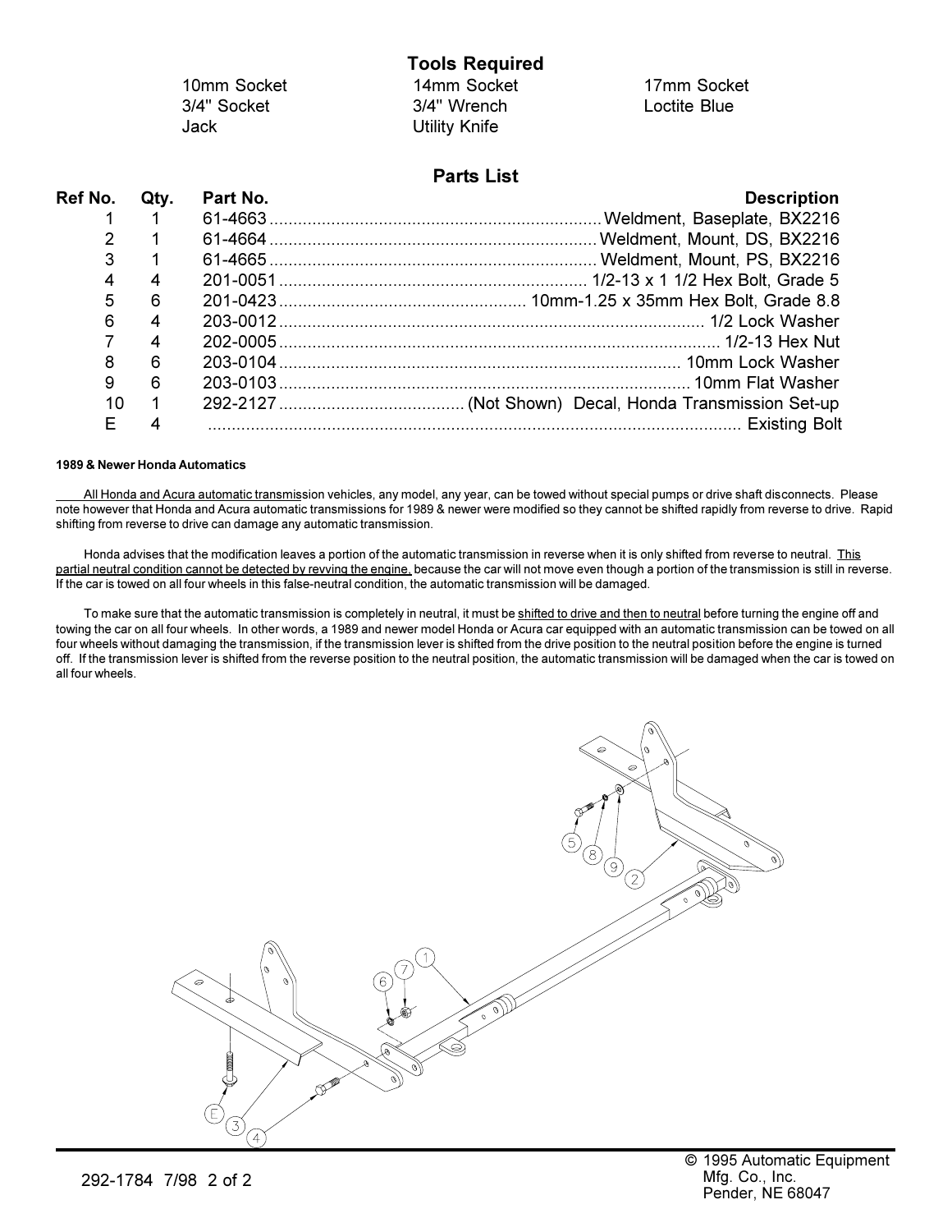## Tools Required

| | | |
|---|---|---|
| 10mm Socket | 14mm Socket | 17mm Socket |
| 3/4" Socket | 3/4" Wrench | Loctite Blue |
| Jack | Utility Knife | |

## Parts List

| Ref No. | Qty. | Part No. | Description |
|---|---|---|---|
| 1 | 1 | 61-4663 | Weldment, Baseplate, BX2216 |
| 2 | 1 | 61-4664 | Weldment, Mount, DS, BX2216 |
| 3 | 1 | 61-4665 | Weldment, Mount, PS, BX2216 |
| 4 | 4 | 201-0051 | 1/2-13 x 1 1/2 Hex Bolt, Grade 5 |
| 5 | 6 | 201-0423 | 10mm-1.25 x 35mm Hex Bolt, Grade 8.8 |
| 6 | 4 | 203-0012 | 1/2 Lock Washer |
| 7 | 4 | 202-0005 | 1/2-13 Hex Nut |
| 8 | 6 | 203-0104 | 10mm Lock Washer |
| 9 | 6 | 203-0103 | 10mm Flat Washer |
| 10 | 1 | 292-2127 | (Not Shown) Decal, Honda Transmission Set-up |
| E | 4 | | Existing Bolt |

**1989 & Newer Honda Automatics**

All Honda and Acura automatic transmission vehicles, any model, any year, can be towed without special pumps or drive shaft disconnects. Please note however that Honda and Acura automatic transmissions for 1989 & newer were modified so they cannot be shifted rapidly from reverse to drive. Rapid shifting from reverse to drive can damage any automatic transmission.

Honda advises that the modification leaves a portion of the automatic transmission in reverse when it is only shifted from reverse to neutral. This partial neutral condition cannot be detected by revving the engine, because the car will not move even though a portion of the transmission is still in reverse. If the car is towed on all four wheels in this false-neutral condition, the automatic transmission will be damaged.

To make sure that the automatic transmission is completely in neutral, it must be shifted to drive and then to neutral before turning the engine off and towing the car on all four wheels. In other words, a 1989 and newer model Honda or Acura car equipped with an automatic transmission can be towed on all four wheels without damaging the transmission, if the transmission lever is shifted from the drive position to the neutral position before the engine is turned off. If the transmission lever is shifted from the reverse position to the neutral position, the automatic transmission will be damaged when the car is towed on all four wheels.

5
8
9
2
1
6
7
E
3
4

292-1784 7/98

© 1995 Automatic Equipment Mfg. Co., Inc.
Pender, NE 68047